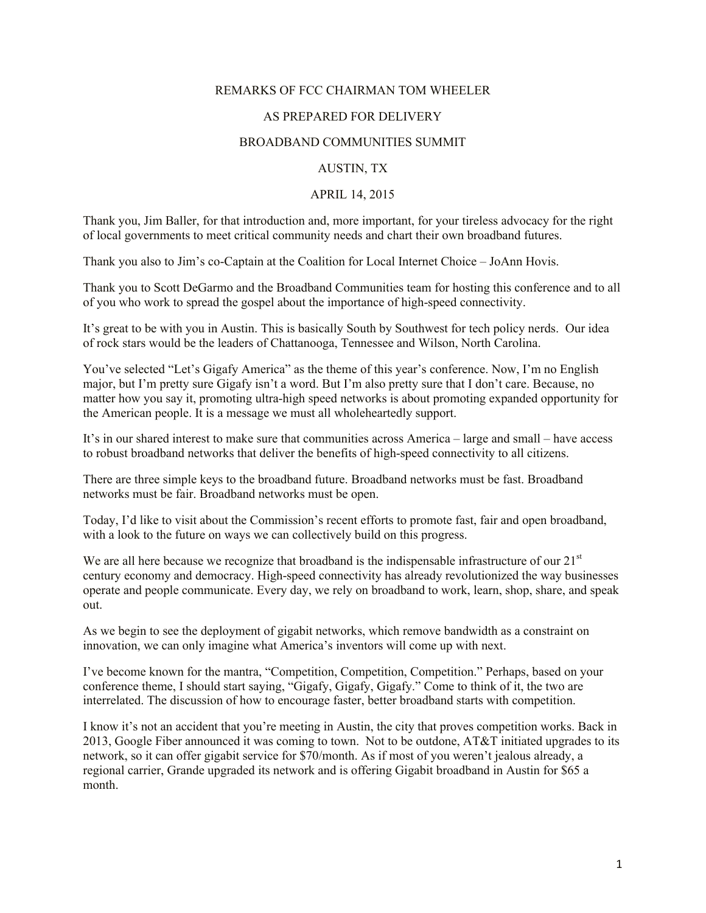# REMARKS OF FCC CHAIRMAN TOM WHEELER

## AS PREPARED FOR DELIVERY

## BROADBAND COMMUNITIES SUMMIT

## AUSTIN, TX

## APRIL 14, 2015

Thank you, Jim Baller, for that introduction and, more important, for your tireless advocacy for the right of local governments to meet critical community needs and chart their own broadband futures.

Thank you also to Jim's co-Captain at the Coalition for Local Internet Choice – JoAnn Hovis.

Thank you to Scott DeGarmo and the Broadband Communities team for hosting this conference and to all of you who work to spread the gospel about the importance of high-speed connectivity.

It's great to be with you in Austin. This is basically South by Southwest for tech policy nerds. Our idea of rock stars would be the leaders of Chattanooga, Tennessee and Wilson, North Carolina.

You've selected "Let's Gigafy America" as the theme of this year's conference. Now, I'm no English major, but I'm pretty sure Gigafy isn't a word. But I'm also pretty sure that I don't care. Because, no matter how you say it, promoting ultra-high speed networks is about promoting expanded opportunity for the American people. It is a message we must all wholeheartedly support.

It's in our shared interest to make sure that communities across America – large and small – have access to robust broadband networks that deliver the benefits of high-speed connectivity to all citizens.

There are three simple keys to the broadband future. Broadband networks must be fast. Broadband networks must be fair. Broadband networks must be open.

Today, I'd like to visit about the Commission's recent efforts to promote fast, fair and open broadband, with a look to the future on ways we can collectively build on this progress.

We are all here because we recognize that broadband is the indispensable infrastructure of our 21st century economy and democracy. High-speed connectivity has already revolutionized the way businesses operate and people communicate. Every day, we rely on broadband to work, learn, shop, share, and speak out.

As we begin to see the deployment of gigabit networks, which remove bandwidth as a constraint on innovation, we can only imagine what America's inventors will come up with next.

I've become known for the mantra, "Competition, Competition, Competition." Perhaps, based on your conference theme, I should start saying, "Gigafy, Gigafy, Gigafy." Come to think of it, the two are interrelated. The discussion of how to encourage faster, better broadband starts with competition.

I know it's not an accident that you're meeting in Austin, the city that proves competition works. Back in 2013, Google Fiber announced it was coming to town. Not to be outdone, AT&T initiated upgrades to its network, so it can offer gigabit service for $70/month. As if most of you weren't jealous already, a regional carrier, Grande upgraded its network and is offering Gigabit broadband in Austin for $65 a month.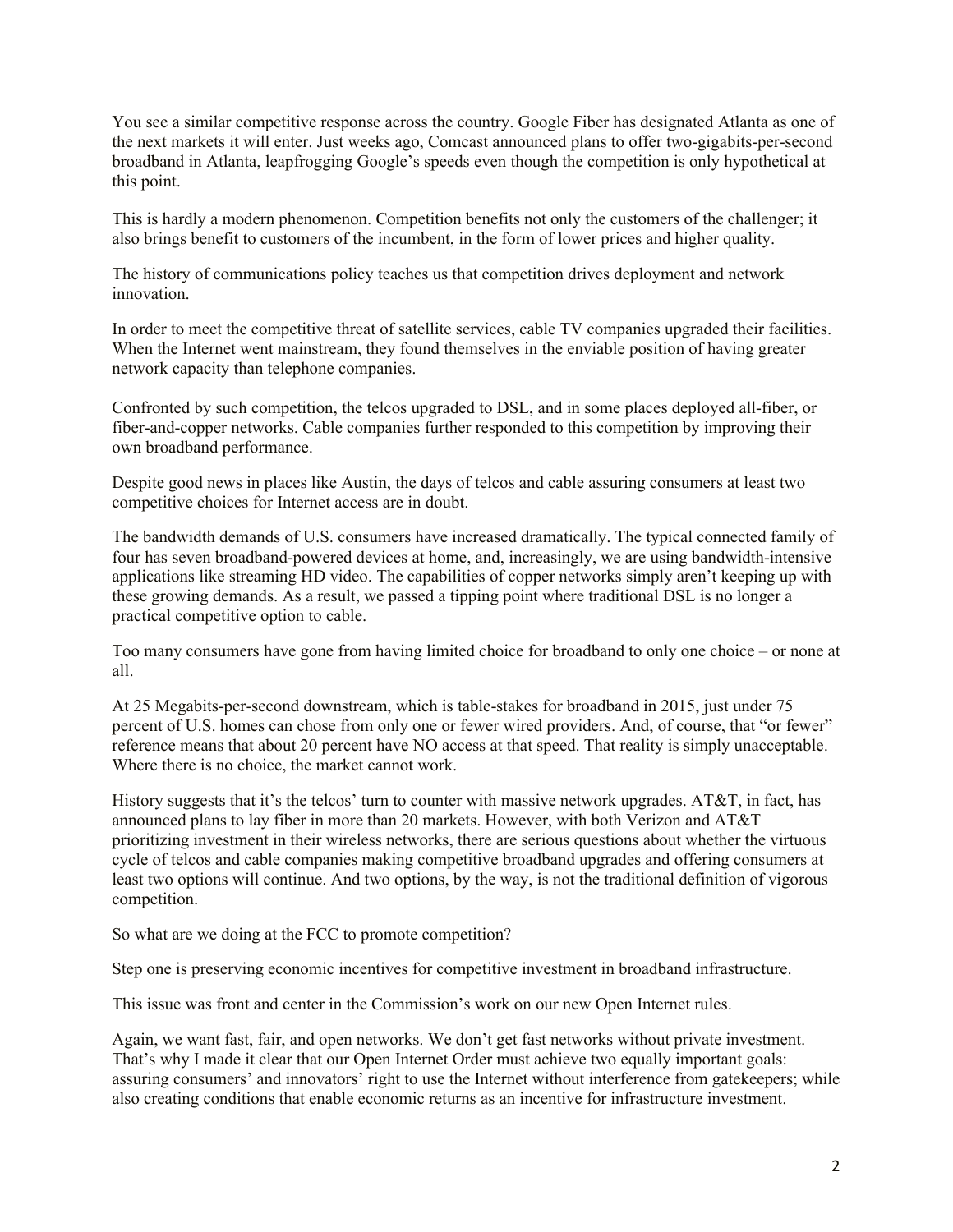You see a similar competitive response across the country. Google Fiber has designated Atlanta as one of the next markets it will enter. Just weeks ago, Comcast announced plans to offer two-gigabits-per-second broadband in Atlanta, leapfrogging Google's speeds even though the competition is only hypothetical at this point.

This is hardly a modern phenomenon. Competition benefits not only the customers of the challenger; it also brings benefit to customers of the incumbent, in the form of lower prices and higher quality.

The history of communications policy teaches us that competition drives deployment and network innovation.

In order to meet the competitive threat of satellite services, cable TV companies upgraded their facilities. When the Internet went mainstream, they found themselves in the enviable position of having greater network capacity than telephone companies.

Confronted by such competition, the telcos upgraded to DSL, and in some places deployed all-fiber, or fiber-and-copper networks. Cable companies further responded to this competition by improving their own broadband performance.

Despite good news in places like Austin, the days of telcos and cable assuring consumers at least two competitive choices for Internet access are in doubt.

The bandwidth demands of U.S. consumers have increased dramatically. The typical connected family of four has seven broadband-powered devices at home, and, increasingly, we are using bandwidth-intensive applications like streaming HD video. The capabilities of copper networks simply aren't keeping up with these growing demands. As a result, we passed a tipping point where traditional DSL is no longer a practical competitive option to cable.

Too many consumers have gone from having limited choice for broadband to only one choice – or none at all.

At 25 Megabits-per-second downstream, which is table-stakes for broadband in 2015, just under 75 percent of U.S. homes can chose from only one or fewer wired providers. And, of course, that "or fewer" reference means that about 20 percent have NO access at that speed. That reality is simply unacceptable. Where there is no choice, the market cannot work.

History suggests that it's the telcos' turn to counter with massive network upgrades. AT&T, in fact, has announced plans to lay fiber in more than 20 markets. However, with both Verizon and AT&T prioritizing investment in their wireless networks, there are serious questions about whether the virtuous cycle of telcos and cable companies making competitive broadband upgrades and offering consumers at least two options will continue. And two options, by the way, is not the traditional definition of vigorous competition.

So what are we doing at the FCC to promote competition?

Step one is preserving economic incentives for competitive investment in broadband infrastructure.

This issue was front and center in the Commission's work on our new Open Internet rules.

Again, we want fast, fair, and open networks. We don't get fast networks without private investment. That's why I made it clear that our Open Internet Order must achieve two equally important goals: assuring consumers' and innovators' right to use the Internet without interference from gatekeepers; while also creating conditions that enable economic returns as an incentive for infrastructure investment.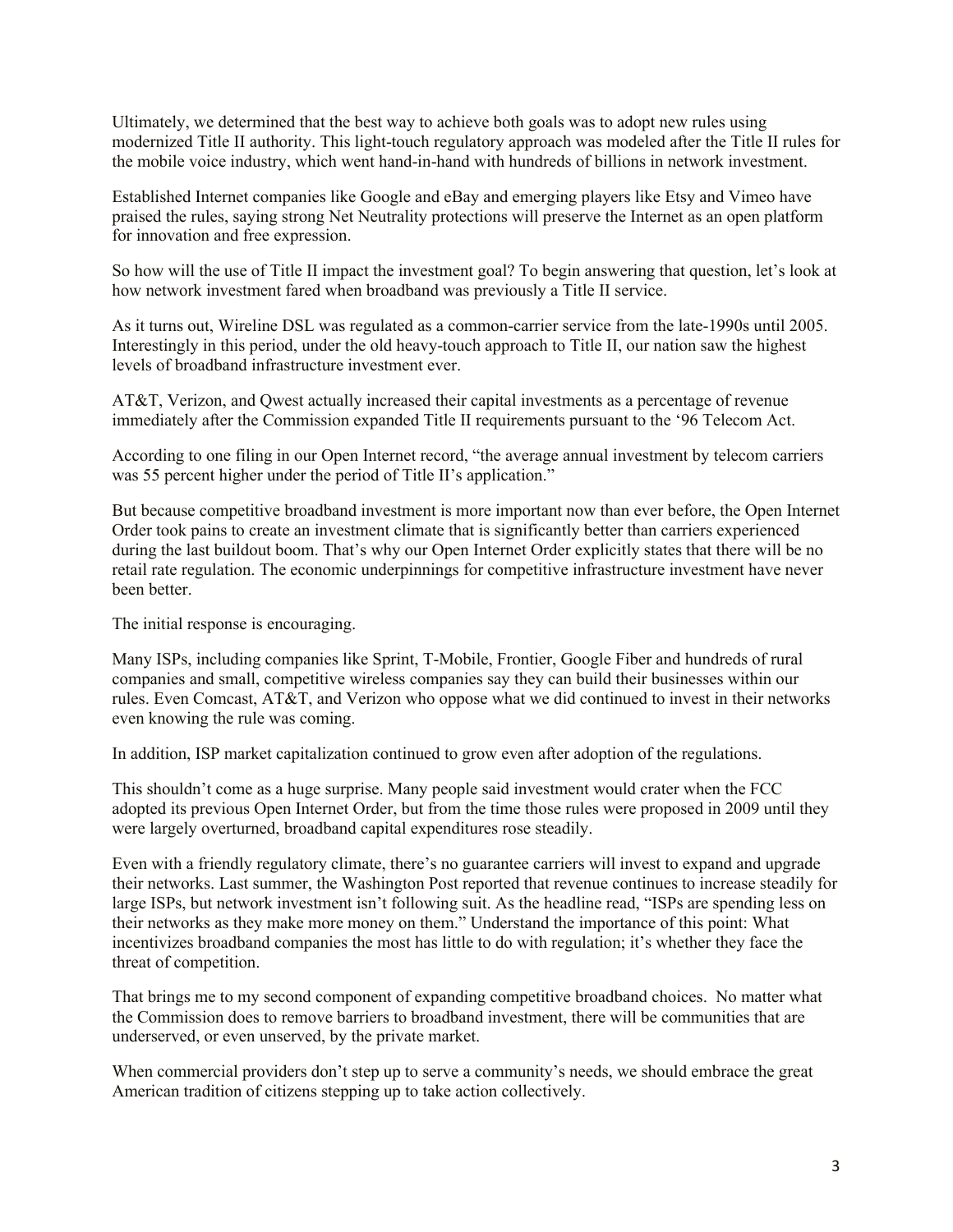Ultimately, we determined that the best way to achieve both goals was to adopt new rules using modernized Title II authority. This light-touch regulatory approach was modeled after the Title II rules for the mobile voice industry, which went hand-in-hand with hundreds of billions in network investment.

Established Internet companies like Google and eBay and emerging players like Etsy and Vimeo have praised the rules, saying strong Net Neutrality protections will preserve the Internet as an open platform for innovation and free expression.

So how will the use of Title II impact the investment goal? To begin answering that question, let's look at how network investment fared when broadband was previously a Title II service.

As it turns out, Wireline DSL was regulated as a common-carrier service from the late-1990s until 2005. Interestingly in this period, under the old heavy-touch approach to Title II, our nation saw the highest levels of broadband infrastructure investment ever.

AT&T, Verizon, and Qwest actually increased their capital investments as a percentage of revenue immediately after the Commission expanded Title II requirements pursuant to the '96 Telecom Act.

According to one filing in our Open Internet record, "the average annual investment by telecom carriers was 55 percent higher under the period of Title II's application."

But because competitive broadband investment is more important now than ever before, the Open Internet Order took pains to create an investment climate that is significantly better than carriers experienced during the last buildout boom. That's why our Open Internet Order explicitly states that there will be no retail rate regulation. The economic underpinnings for competitive infrastructure investment have never been better.

The initial response is encouraging.

Many ISPs, including companies like Sprint, T-Mobile, Frontier, Google Fiber and hundreds of rural companies and small, competitive wireless companies say they can build their businesses within our rules. Even Comcast, AT&T, and Verizon who oppose what we did continued to invest in their networks even knowing the rule was coming.

In addition, ISP market capitalization continued to grow even after adoption of the regulations.

This shouldn't come as a huge surprise. Many people said investment would crater when the FCC adopted its previous Open Internet Order, but from the time those rules were proposed in 2009 until they were largely overturned, broadband capital expenditures rose steadily.

Even with a friendly regulatory climate, there's no guarantee carriers will invest to expand and upgrade their networks. Last summer, the Washington Post reported that revenue continues to increase steadily for large ISPs, but network investment isn't following suit. As the headline read, "ISPs are spending less on their networks as they make more money on them." Understand the importance of this point: What incentivizes broadband companies the most has little to do with regulation; it's whether they face the threat of competition.

That brings me to my second component of expanding competitive broadband choices. No matter what the Commission does to remove barriers to broadband investment, there will be communities that are underserved, or even unserved, by the private market.

When commercial providers don't step up to serve a community's needs, we should embrace the great American tradition of citizens stepping up to take action collectively.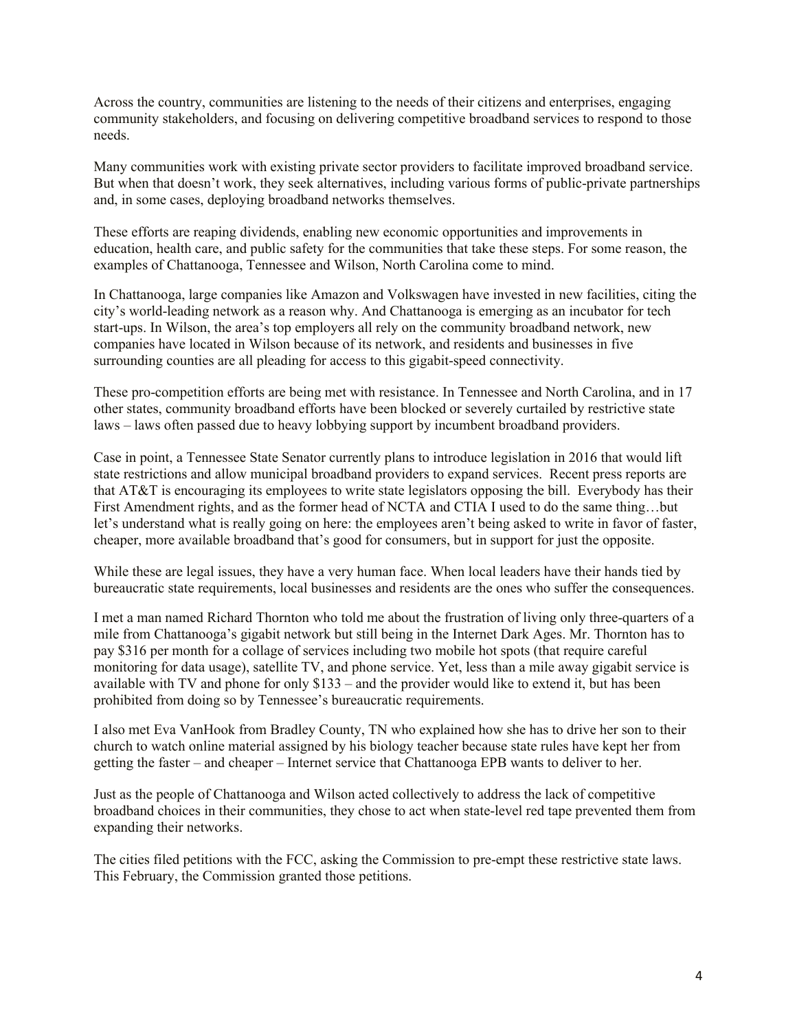Across the country, communities are listening to the needs of their citizens and enterprises, engaging community stakeholders, and focusing on delivering competitive broadband services to respond to those needs.

Many communities work with existing private sector providers to facilitate improved broadband service. But when that doesn't work, they seek alternatives, including various forms of public-private partnerships and, in some cases, deploying broadband networks themselves.

These efforts are reaping dividends, enabling new economic opportunities and improvements in education, health care, and public safety for the communities that take these steps. For some reason, the examples of Chattanooga, Tennessee and Wilson, North Carolina come to mind.

In Chattanooga, large companies like Amazon and Volkswagen have invested in new facilities, citing the city's world-leading network as a reason why. And Chattanooga is emerging as an incubator for tech start-ups. In Wilson, the area's top employers all rely on the community broadband network, new companies have located in Wilson because of its network, and residents and businesses in five surrounding counties are all pleading for access to this gigabit-speed connectivity.

These pro-competition efforts are being met with resistance. In Tennessee and North Carolina, and in 17 other states, community broadband efforts have been blocked or severely curtailed by restrictive state laws – laws often passed due to heavy lobbying support by incumbent broadband providers.

Case in point, a Tennessee State Senator currently plans to introduce legislation in 2016 that would lift state restrictions and allow municipal broadband providers to expand services. Recent press reports are that AT&T is encouraging its employees to write state legislators opposing the bill. Everybody has their First Amendment rights, and as the former head of NCTA and CTIA I used to do the same thing…but let's understand what is really going on here: the employees aren't being asked to write in favor of faster, cheaper, more available broadband that's good for consumers, but in support for just the opposite.

While these are legal issues, they have a very human face. When local leaders have their hands tied by bureaucratic state requirements, local businesses and residents are the ones who suffer the consequences.

I met a man named Richard Thornton who told me about the frustration of living only three-quarters of a mile from Chattanooga's gigabit network but still being in the Internet Dark Ages. Mr. Thornton has to pay $316 per month for a collage of services including two mobile hot spots (that require careful monitoring for data usage), satellite TV, and phone service. Yet, less than a mile away gigabit service is available with TV and phone for only $133 – and the provider would like to extend it, but has been prohibited from doing so by Tennessee's bureaucratic requirements.

I also met Eva VanHook from Bradley County, TN who explained how she has to drive her son to their church to watch online material assigned by his biology teacher because state rules have kept her from getting the faster – and cheaper – Internet service that Chattanooga EPB wants to deliver to her.

Just as the people of Chattanooga and Wilson acted collectively to address the lack of competitive broadband choices in their communities, they chose to act when state-level red tape prevented them from expanding their networks.

The cities filed petitions with the FCC, asking the Commission to pre-empt these restrictive state laws. This February, the Commission granted those petitions.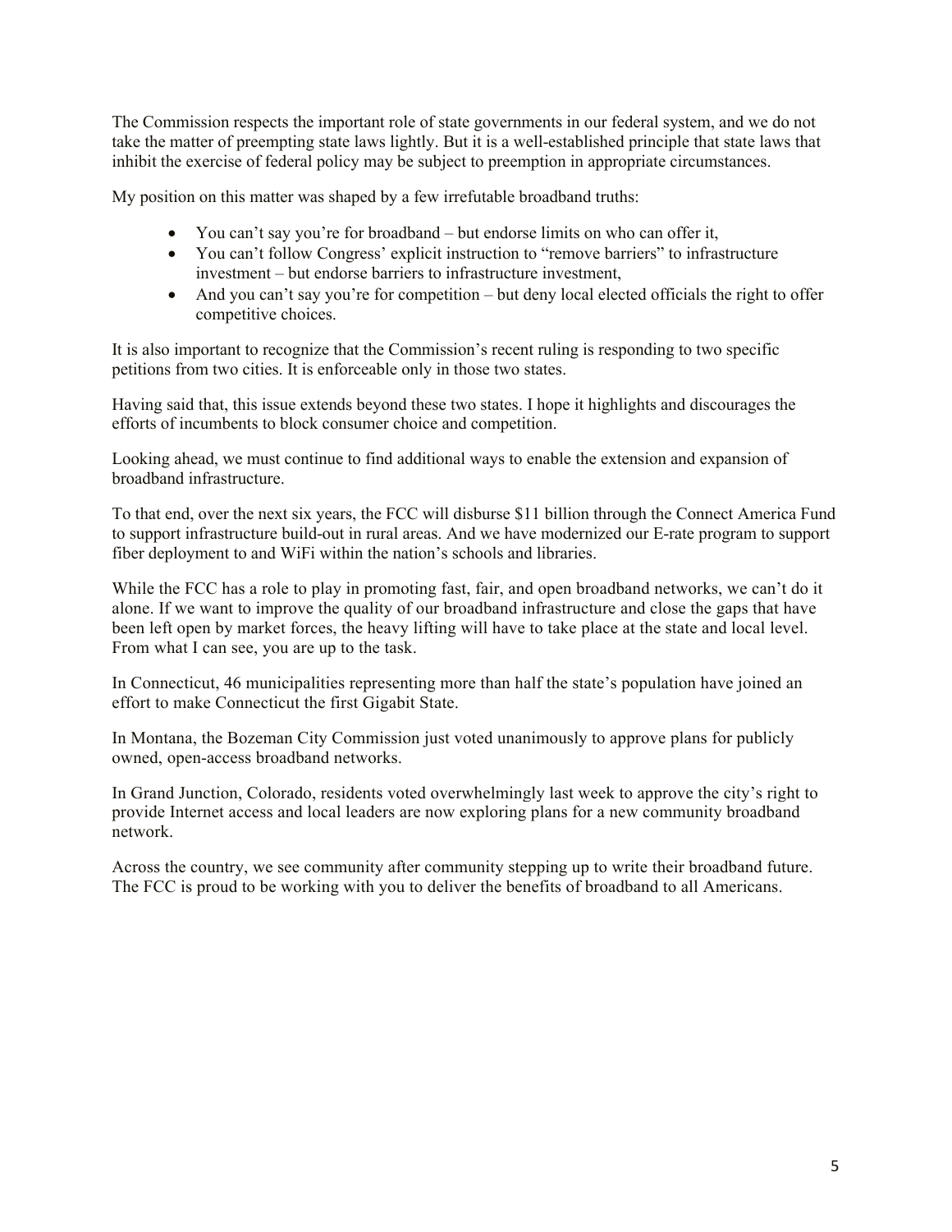The Commission respects the important role of state governments in our federal system, and we do not take the matter of preempting state laws lightly. But it is a well-established principle that state laws that inhibit the exercise of federal policy may be subject to preemption in appropriate circumstances.

My position on this matter was shaped by a few irrefutable broadband truths:

- You can't say you're for broadband – but endorse limits on who can offer it,
- You can't follow Congress' explicit instruction to "remove barriers" to infrastructure investment – but endorse barriers to infrastructure investment,
- And you can't say you're for competition – but deny local elected officials the right to offer competitive choices.

It is also important to recognize that the Commission's recent ruling is responding to two specific petitions from two cities. It is enforceable only in those two states.

Having said that, this issue extends beyond these two states. I hope it highlights and discourages the efforts of incumbents to block consumer choice and competition.

Looking ahead, we must continue to find additional ways to enable the extension and expansion of broadband infrastructure.

To that end, over the next six years, the FCC will disburse $11 billion through the Connect America Fund to support infrastructure build-out in rural areas. And we have modernized our E-rate program to support fiber deployment to and WiFi within the nation's schools and libraries.

While the FCC has a role to play in promoting fast, fair, and open broadband networks, we can't do it alone. If we want to improve the quality of our broadband infrastructure and close the gaps that have been left open by market forces, the heavy lifting will have to take place at the state and local level. From what I can see, you are up to the task.

In Connecticut, 46 municipalities representing more than half the state's population have joined an effort to make Connecticut the first Gigabit State.

In Montana, the Bozeman City Commission just voted unanimously to approve plans for publicly owned, open-access broadband networks.

In Grand Junction, Colorado, residents voted overwhelmingly last week to approve the city's right to provide Internet access and local leaders are now exploring plans for a new community broadband network.

Across the country, we see community after community stepping up to write their broadband future. The FCC is proud to be working with you to deliver the benefits of broadband to all Americans.